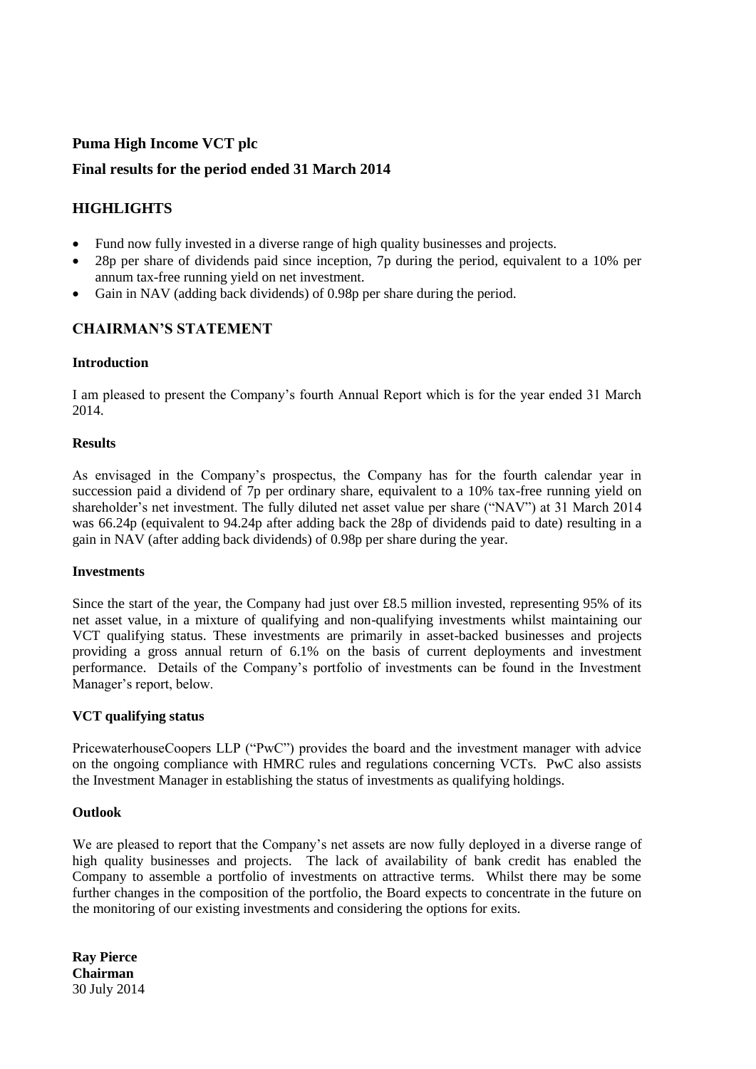**Puma High Income VCT plc**

**Final results for the period ended 31 March 2014**

## HIGHLIGHTS

- Fund now fully invested in a diverse range of high quality businesses and projects.
- 28p per share of dividends paid since inception, 7p during the period, equivalent to a 10% per annum tax-free running yield on net investment.
- Gain in NAV (adding back dividends) of 0.98p per share during the period.

## CHAIRMAN'S STATEMENT

### Introduction

I am pleased to present the Company's fourth Annual Report which is for the year ended 31 March 2014.

### Results

As envisaged in the Company's prospectus, the Company has for the fourth calendar year in succession paid a dividend of 7p per ordinary share, equivalent to a 10% tax-free running yield on shareholder's net investment. The fully diluted net asset value per share ("NAV") at 31 March 2014 was 66.24p (equivalent to 94.24p after adding back the 28p of dividends paid to date) resulting in a gain in NAV (after adding back dividends) of 0.98p per share during the year.

### Investments

Since the start of the year, the Company had just over £8.5 million invested, representing 95% of its net asset value, in a mixture of qualifying and non-qualifying investments whilst maintaining our VCT qualifying status. These investments are primarily in asset-backed businesses and projects providing a gross annual return of 6.1% on the basis of current deployments and investment performance. Details of the Company's portfolio of investments can be found in the Investment Manager's report, below.

### VCT qualifying status

PricewaterhouseCoopers LLP ("PwC") provides the board and the investment manager with advice on the ongoing compliance with HMRC rules and regulations concerning VCTs. PwC also assists the Investment Manager in establishing the status of investments as qualifying holdings.

### Outlook

We are pleased to report that the Company's net assets are now fully deployed in a diverse range of high quality businesses and projects. The lack of availability of bank credit has enabled the Company to assemble a portfolio of investments on attractive terms. Whilst there may be some further changes in the composition of the portfolio, the Board expects to concentrate in the future on the monitoring of our existing investments and considering the options for exits.

**Ray Pierce**
**Chairman**
30 July 2014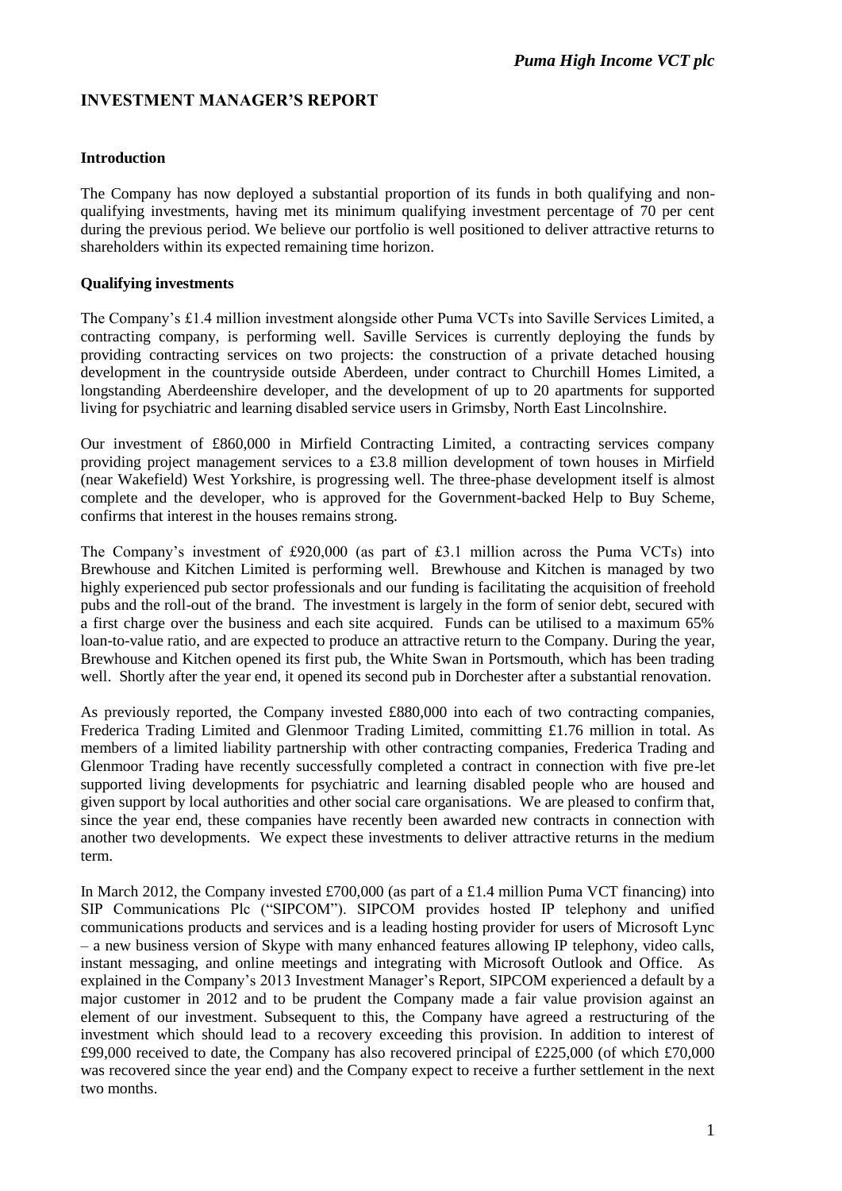## INVESTMENT MANAGER'S REPORT

### Introduction

The Company has now deployed a substantial proportion of its funds in both qualifying and non-qualifying investments, having met its minimum qualifying investment percentage of 70 per cent during the previous period. We believe our portfolio is well positioned to deliver attractive returns to shareholders within its expected remaining time horizon.

### Qualifying investments

The Company's £1.4 million investment alongside other Puma VCTs into Saville Services Limited, a contracting company, is performing well. Saville Services is currently deploying the funds by providing contracting services on two projects: the construction of a private detached housing development in the countryside outside Aberdeen, under contract to Churchill Homes Limited, a longstanding Aberdeenshire developer, and the development of up to 20 apartments for supported living for psychiatric and learning disabled service users in Grimsby, North East Lincolnshire.

Our investment of £860,000 in Mirfield Contracting Limited, a contracting services company providing project management services to a £3.8 million development of town houses in Mirfield (near Wakefield) West Yorkshire, is progressing well. The three-phase development itself is almost complete and the developer, who is approved for the Government-backed Help to Buy Scheme, confirms that interest in the houses remains strong.

The Company's investment of £920,000 (as part of £3.1 million across the Puma VCTs) into Brewhouse and Kitchen Limited is performing well. Brewhouse and Kitchen is managed by two highly experienced pub sector professionals and our funding is facilitating the acquisition of freehold pubs and the roll-out of the brand. The investment is largely in the form of senior debt, secured with a first charge over the business and each site acquired. Funds can be utilised to a maximum 65% loan-to-value ratio, and are expected to produce an attractive return to the Company. During the year, Brewhouse and Kitchen opened its first pub, the White Swan in Portsmouth, which has been trading well. Shortly after the year end, it opened its second pub in Dorchester after a substantial renovation.

As previously reported, the Company invested £880,000 into each of two contracting companies, Frederica Trading Limited and Glenmoor Trading Limited, committing £1.76 million in total. As members of a limited liability partnership with other contracting companies, Frederica Trading and Glenmoor Trading have recently successfully completed a contract in connection with five pre-let supported living developments for psychiatric and learning disabled people who are housed and given support by local authorities and other social care organisations. We are pleased to confirm that, since the year end, these companies have recently been awarded new contracts in connection with another two developments. We expect these investments to deliver attractive returns in the medium term.

In March 2012, the Company invested £700,000 (as part of a £1.4 million Puma VCT financing) into SIP Communications Plc ("SIPCOM"). SIPCOM provides hosted IP telephony and unified communications products and services and is a leading hosting provider for users of Microsoft Lync – a new business version of Skype with many enhanced features allowing IP telephony, video calls, instant messaging, and online meetings and integrating with Microsoft Outlook and Office. As explained in the Company's 2013 Investment Manager's Report, SIPCOM experienced a default by a major customer in 2012 and to be prudent the Company made a fair value provision against an element of our investment. Subsequent to this, the Company have agreed a restructuring of the investment which should lead to a recovery exceeding this provision. In addition to interest of £99,000 received to date, the Company has also recovered principal of £225,000 (of which £70,000 was recovered since the year end) and the Company expect to receive a further settlement in the next two months.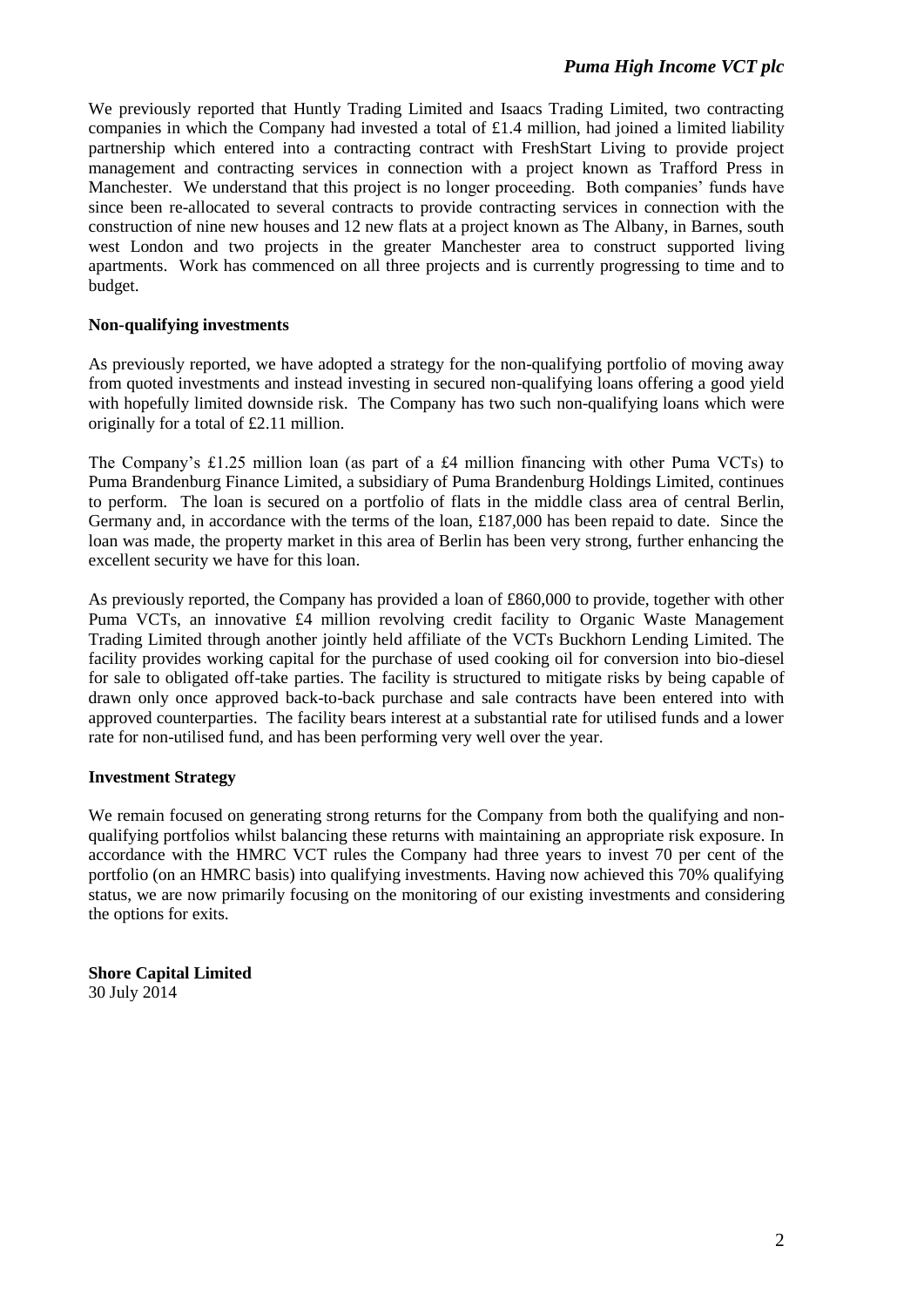We previously reported that Huntly Trading Limited and Isaacs Trading Limited, two contracting companies in which the Company had invested a total of £1.4 million, had joined a limited liability partnership which entered into a contracting contract with FreshStart Living to provide project management and contracting services in connection with a project known as Trafford Press in Manchester. We understand that this project is no longer proceeding. Both companies' funds have since been re-allocated to several contracts to provide contracting services in connection with the construction of nine new houses and 12 new flats at a project known as The Albany, in Barnes, south west London and two projects in the greater Manchester area to construct supported living apartments. Work has commenced on all three projects and is currently progressing to time and to budget.

**Non-qualifying investments**

As previously reported, we have adopted a strategy for the non-qualifying portfolio of moving away from quoted investments and instead investing in secured non-qualifying loans offering a good yield with hopefully limited downside risk. The Company has two such non-qualifying loans which were originally for a total of £2.11 million.

The Company's £1.25 million loan (as part of a £4 million financing with other Puma VCTs) to Puma Brandenburg Finance Limited, a subsidiary of Puma Brandenburg Holdings Limited, continues to perform. The loan is secured on a portfolio of flats in the middle class area of central Berlin, Germany and, in accordance with the terms of the loan, £187,000 has been repaid to date. Since the loan was made, the property market in this area of Berlin has been very strong, further enhancing the excellent security we have for this loan.

As previously reported, the Company has provided a loan of £860,000 to provide, together with other Puma VCTs, an innovative £4 million revolving credit facility to Organic Waste Management Trading Limited through another jointly held affiliate of the VCTs Buckhorn Lending Limited. The facility provides working capital for the purchase of used cooking oil for conversion into bio-diesel for sale to obligated off-take parties. The facility is structured to mitigate risks by being capable of drawn only once approved back-to-back purchase and sale contracts have been entered into with approved counterparties. The facility bears interest at a substantial rate for utilised funds and a lower rate for non-utilised fund, and has been performing very well over the year.

**Investment Strategy**

We remain focused on generating strong returns for the Company from both the qualifying and non-qualifying portfolios whilst balancing these returns with maintaining an appropriate risk exposure. In accordance with the HMRC VCT rules the Company had three years to invest 70 per cent of the portfolio (on an HMRC basis) into qualifying investments. Having now achieved this 70% qualifying status, we are now primarily focusing on the monitoring of our existing investments and considering the options for exits.

**Shore Capital Limited**
30 July 2014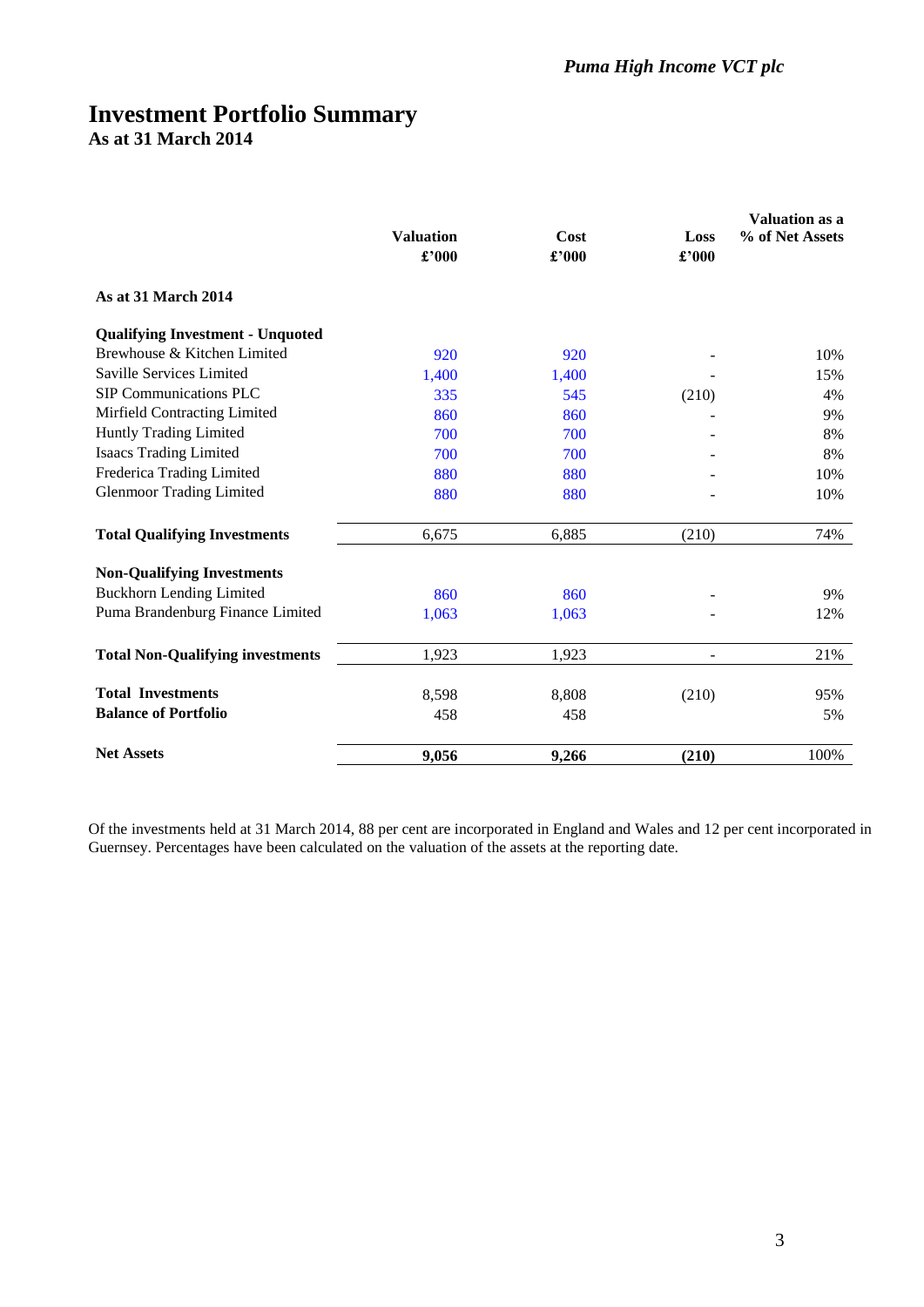*Puma High Income VCT plc*

# Investment Portfolio Summary

## As at 31 March 2014

| | Valuation £'000 | Cost £'000 | Loss £'000 | Valuation as a % of Net Assets |
|---|---|---|---|---|
| **As at 31 March 2014** | | | | |
| **Qualifying Investment - Unquoted** | | | | |
| Brewhouse & Kitchen Limited | 920 | 920 | - | 10% |
| Saville Services Limited | 1,400 | 1,400 | - | 15% |
| SIP Communications PLC | 335 | 545 | (210) | 4% |
| Mirfield Contracting Limited | 860 | 860 | - | 9% |
| Huntly Trading Limited | 700 | 700 | - | 8% |
| Isaacs Trading Limited | 700 | 700 | - | 8% |
| Frederica Trading Limited | 880 | 880 | - | 10% |
| Glenmoor Trading Limited | 880 | 880 | - | 10% |
| **Total Qualifying Investments** | 6,675 | 6,885 | (210) | 74% |
| **Non-Qualifying Investments** | | | | |
| Buckhorn Lending Limited | 860 | 860 | - | 9% |
| Puma Brandenburg Finance Limited | 1,063 | 1,063 | - | 12% |
| **Total Non-Qualifying investments** | 1,923 | 1,923 | - | 21% |
| **Total Investments** | 8,598 | 8,808 | (210) | 95% |
| **Balance of Portfolio** | 458 | 458 | | 5% |
| **Net Assets** | **9,056** | **9,266** | **(210)** | 100% |

Of the investments held at 31 March 2014, 88 per cent are incorporated in England and Wales and 12 per cent incorporated in Guernsey. Percentages have been calculated on the valuation of the assets at the reporting date.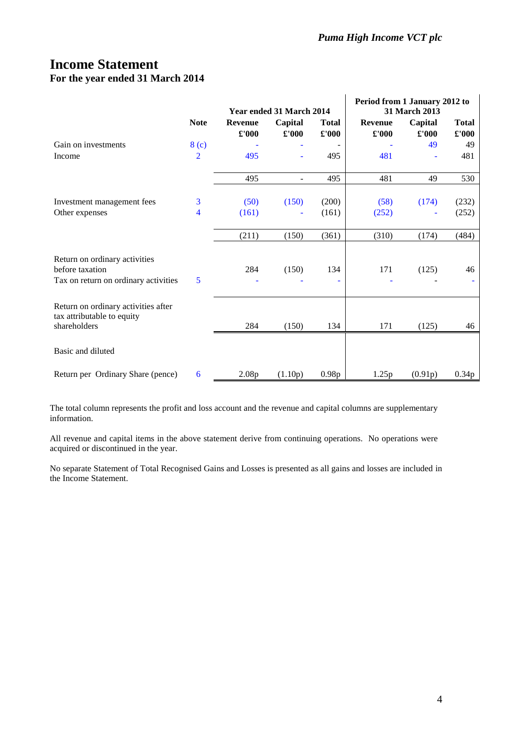# Income Statement

## For the year ended 31 March 2014

| | Note | Year ended 31 March 2014 | | | Period from 1 January 2012 to 31 March 2013 | | |
|---|---|---|---|---|---|---|---|
| | | Revenue £'000 | Capital £'000 | Total £'000 | Revenue £'000 | Capital £'000 | Total £'000 |
| Gain on investments | 8 (c) | - | - | - | - | 49 | 49 |
| Income | 2 | 495 | - | 495 | 481 | - | 481 |
| | | 495 | - | 495 | 481 | 49 | 530 |
| Investment management fees | 3 | (50) | (150) | (200) | (58) | (174) | (232) |
| Other expenses | 4 | (161) | - | (161) | (252) | - | (252) |
| | | (211) | (150) | (361) | (310) | (174) | (484) |
| Return on ordinary activities before taxation | | 284 | (150) | 134 | 171 | (125) | 46 |
| Tax on return on ordinary activities | 5 | - | - | - | - | - | - |
| Return on ordinary activities after tax attributable to equity shareholders | | 284 | (150) | 134 | 171 | (125) | 46 |
| Basic and diluted | | | | | | | |
| Return per Ordinary Share (pence) | 6 | 2.08p | (1.10p) | 0.98p | 1.25p | (0.91p) | 0.34p |

The total column represents the profit and loss account and the revenue and capital columns are supplementary information.

All revenue and capital items in the above statement derive from continuing operations. No operations were acquired or discontinued in the year.

No separate Statement of Total Recognised Gains and Losses is presented as all gains and losses are included in the Income Statement.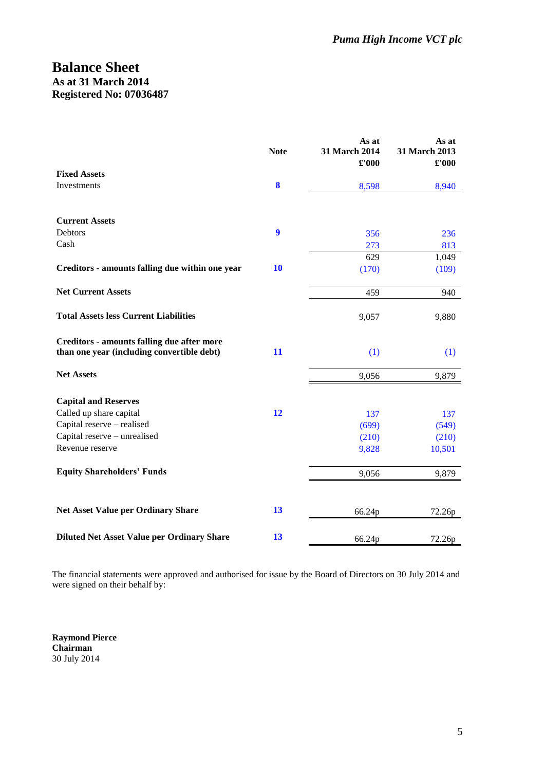*Puma High Income VCT plc*

# Balance Sheet
## As at 31 March 2014
## Registered No: 07036487

| | Note | As at 31 March 2014 £'000 | As at 31 March 2013 £'000 |
|---|---|---|---|
| **Fixed Assets** | | | |
| Investments | 8 | 8,598 | 8,940 |
| | | | |
| **Current Assets** | | | |
| Debtors | 9 | 356 | 236 |
| Cash | | 273 | 813 |
| | | 629 | 1,049 |
| **Creditors - amounts falling due within one year** | 10 | (170) | (109) |
| | | | |
| **Net Current Assets** | | 459 | 940 |
| | | | |
| **Total Assets less Current Liabilities** | | 9,057 | 9,880 |
| | | | |
| **Creditors - amounts falling due after more than one year (including convertible debt)** | 11 | (1) | (1) |
| | | | |
| **Net Assets** | | 9,056 | 9,879 |
| | | | |
| **Capital and Reserves** | | | |
| Called up share capital | 12 | 137 | 137 |
| Capital reserve – realised | | (699) | (549) |
| Capital reserve – unrealised | | (210) | (210) |
| Revenue reserve | | 9,828 | 10,501 |
| | | | |
| **Equity Shareholders' Funds** | | 9,056 | 9,879 |
| | | | |
| **Net Asset Value per Ordinary Share** | 13 | 66.24p | 72.26p |
| | | | |
| **Diluted Net Asset Value per Ordinary Share** | 13 | 66.24p | 72.26p |

The financial statements were approved and authorised for issue by the Board of Directors on 30 July 2014 and were signed on their behalf by:

**Raymond Pierce**
**Chairman**
30 July 2014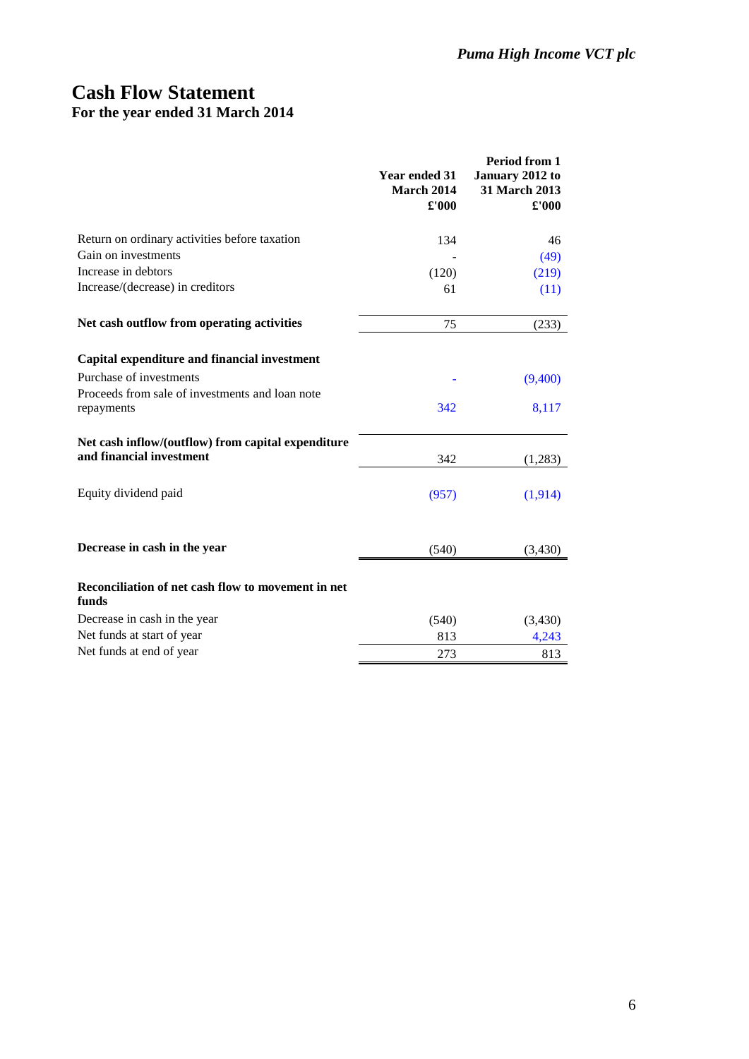# Cash Flow Statement

## For the year ended 31 March 2014

| | Year ended 31 March 2014 £'000 | Period from 1 January 2012 to 31 March 2013 £'000 |
|---|---|---|
| Return on ordinary activities before taxation | 134 | 46 |
| Gain on investments | - | (49) |
| Increase in debtors | (120) | (219) |
| Increase/(decrease) in creditors | 61 | (11) |
| **Net cash outflow from operating activities** | 75 | (233) |
| **Capital expenditure and financial investment** | | |
| Purchase of investments | - | (9,400) |
| Proceeds from sale of investments and loan note repayments | 342 | 8,117 |
| **Net cash inflow/(outflow) from capital expenditure and financial investment** | 342 | (1,283) |
| Equity dividend paid | (957) | (1,914) |
| **Decrease in cash in the year** | (540) | (3,430) |
| **Reconciliation of net cash flow to movement in net funds** | | |
| Decrease in cash in the year | (540) | (3,430) |
| Net funds at start of year | 813 | 4,243 |
| Net funds at end of year | 273 | 813 |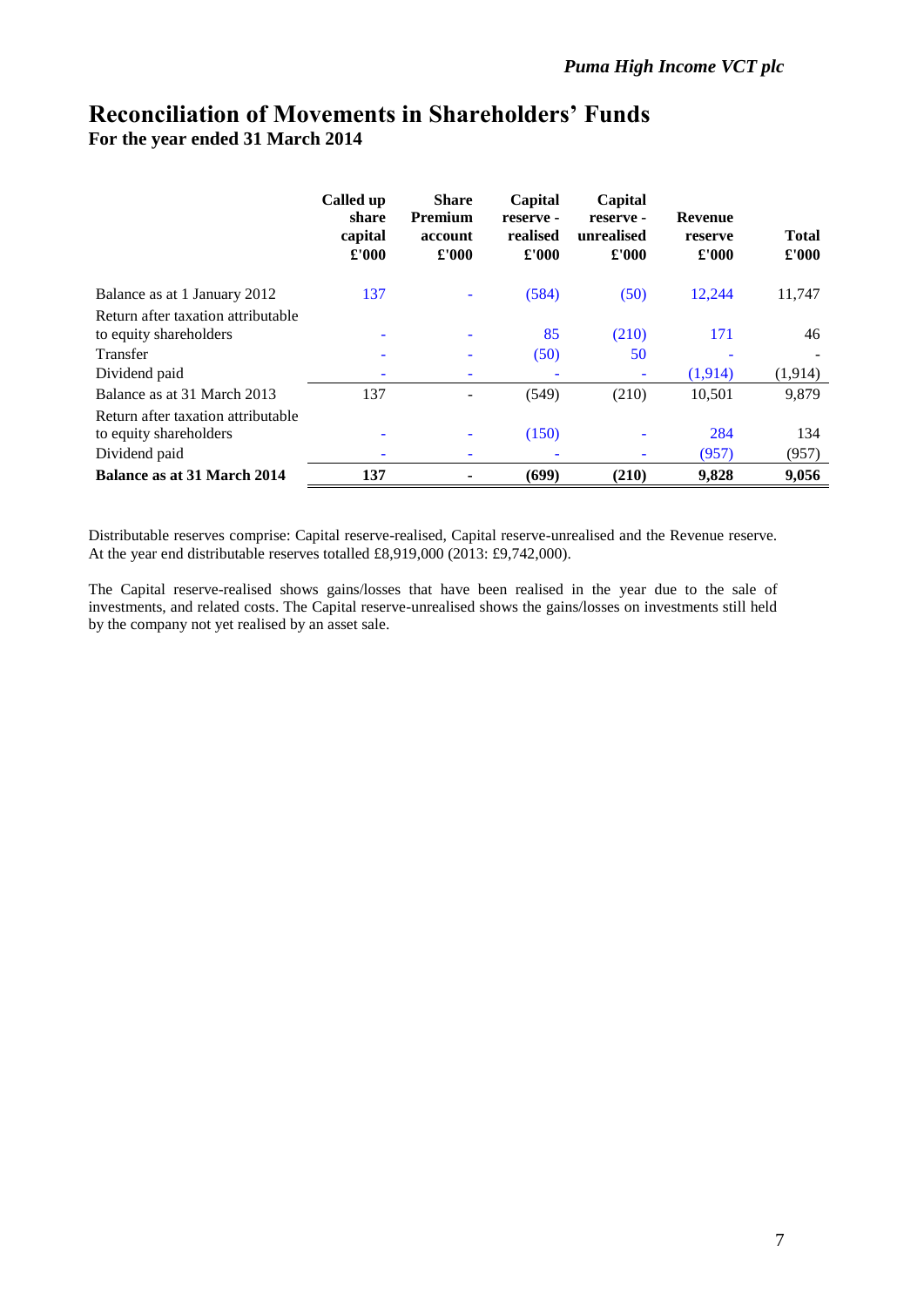# Reconciliation of Movements in Shareholders' Funds

**For the year ended 31 March 2014**

| | Called up share capital £'000 | Share Premium account £'000 | Capital reserve - realised £'000 | Capital reserve - unrealised £'000 | Revenue reserve £'000 | Total £'000 |
|---|---|---|---|---|---|---|
| Balance as at 1 January 2012 | 137 | - | (584) | (50) | 12,244 | 11,747 |
| Return after taxation attributable to equity shareholders | - | - | 85 | (210) | 171 | 46 |
| Transfer | - | - | (50) | 50 | - | - |
| Dividend paid | - | - | - | - | (1,914) | (1,914) |
| Balance as at 31 March 2013 | 137 | - | (549) | (210) | 10,501 | 9,879 |
| Return after taxation attributable to equity shareholders | - | - | (150) | - | 284 | 134 |
| Dividend paid | - | - | - | - | (957) | (957) |
| **Balance as at 31 March 2014** | **137** | **-** | **(699)** | **(210)** | **9,828** | **9,056** |

Distributable reserves comprise: Capital reserve-realised, Capital reserve-unrealised and the Revenue reserve. At the year end distributable reserves totalled £8,919,000 (2013: £9,742,000).

The Capital reserve-realised shows gains/losses that have been realised in the year due to the sale of investments, and related costs. The Capital reserve-unrealised shows the gains/losses on investments still held by the company not yet realised by an asset sale.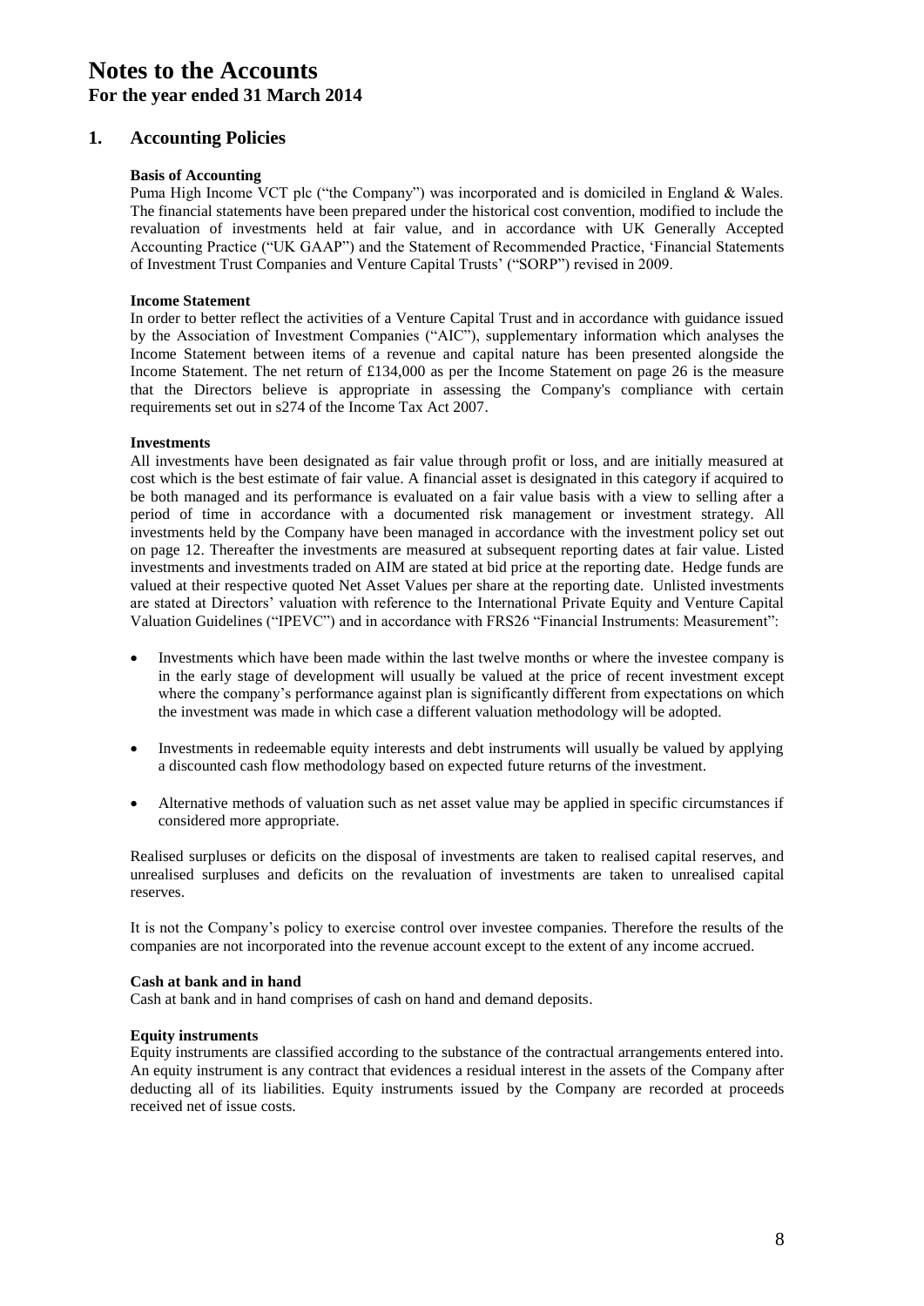# Notes to the Accounts

## For the year ended 31 March 2014

## 1. Accounting Policies

### Basis of Accounting

Puma High Income VCT plc ("the Company") was incorporated and is domiciled in England & Wales. The financial statements have been prepared under the historical cost convention, modified to include the revaluation of investments held at fair value, and in accordance with UK Generally Accepted Accounting Practice ("UK GAAP") and the Statement of Recommended Practice, 'Financial Statements of Investment Trust Companies and Venture Capital Trusts' ("SORP") revised in 2009.

### Income Statement

In order to better reflect the activities of a Venture Capital Trust and in accordance with guidance issued by the Association of Investment Companies ("AIC"), supplementary information which analyses the Income Statement between items of a revenue and capital nature has been presented alongside the Income Statement. The net return of £134,000 as per the Income Statement on page 26 is the measure that the Directors believe is appropriate in assessing the Company's compliance with certain requirements set out in s274 of the Income Tax Act 2007.

### Investments

All investments have been designated as fair value through profit or loss, and are initially measured at cost which is the best estimate of fair value. A financial asset is designated in this category if acquired to be both managed and its performance is evaluated on a fair value basis with a view to selling after a period of time in accordance with a documented risk management or investment strategy. All investments held by the Company have been managed in accordance with the investment policy set out on page 12. Thereafter the investments are measured at subsequent reporting dates at fair value. Listed investments and investments traded on AIM are stated at bid price at the reporting date. Hedge funds are valued at their respective quoted Net Asset Values per share at the reporting date. Unlisted investments are stated at Directors' valuation with reference to the International Private Equity and Venture Capital Valuation Guidelines ("IPEVC") and in accordance with FRS26 "Financial Instruments: Measurement":

- Investments which have been made within the last twelve months or where the investee company is in the early stage of development will usually be valued at the price of recent investment except where the company's performance against plan is significantly different from expectations on which the investment was made in which case a different valuation methodology will be adopted.
- Investments in redeemable equity interests and debt instruments will usually be valued by applying a discounted cash flow methodology based on expected future returns of the investment.
- Alternative methods of valuation such as net asset value may be applied in specific circumstances if considered more appropriate.

Realised surpluses or deficits on the disposal of investments are taken to realised capital reserves, and unrealised surpluses and deficits on the revaluation of investments are taken to unrealised capital reserves.

It is not the Company's policy to exercise control over investee companies. Therefore the results of the companies are not incorporated into the revenue account except to the extent of any income accrued.

### Cash at bank and in hand

Cash at bank and in hand comprises of cash on hand and demand deposits.

### Equity instruments

Equity instruments are classified according to the substance of the contractual arrangements entered into. An equity instrument is any contract that evidences a residual interest in the assets of the Company after deducting all of its liabilities. Equity instruments issued by the Company are recorded at proceeds received net of issue costs.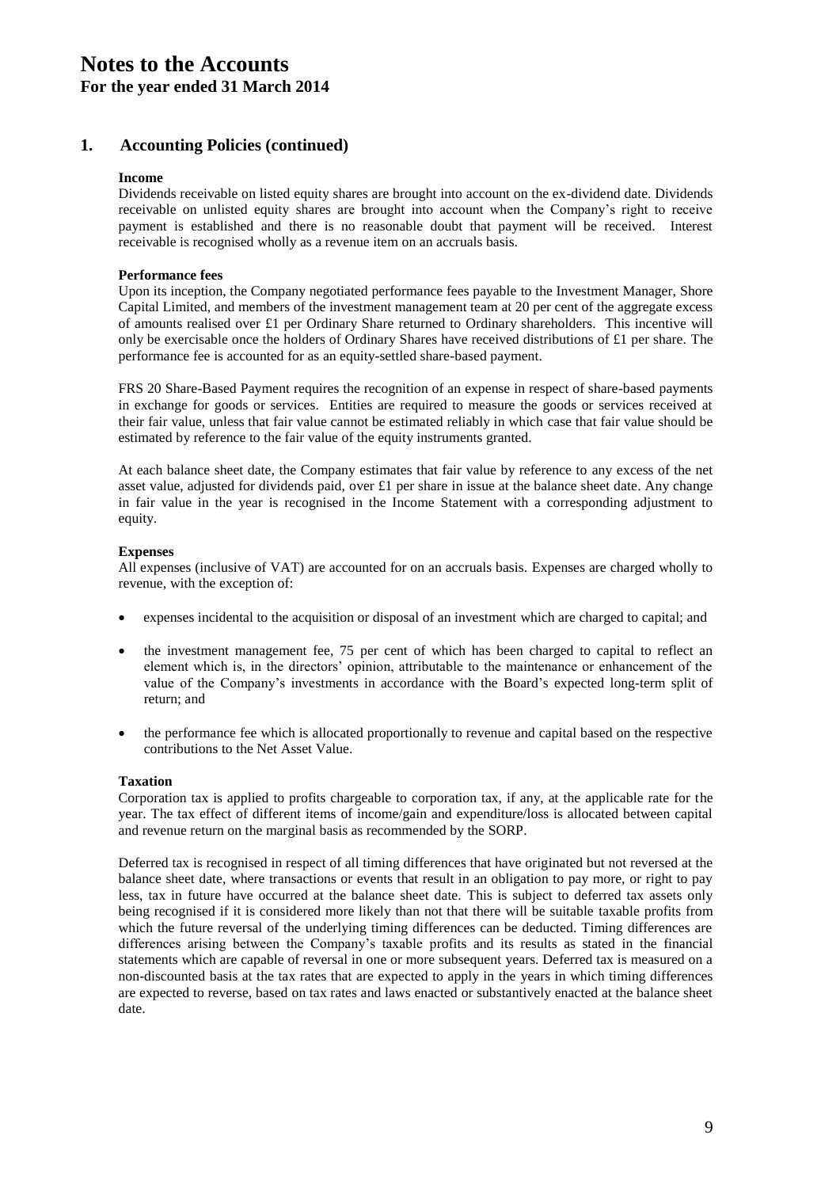# Notes to the Accounts

**For the year ended 31 March 2014**

## 1. Accounting Policies (continued)

**Income**

Dividends receivable on listed equity shares are brought into account on the ex-dividend date. Dividends receivable on unlisted equity shares are brought into account when the Company's right to receive payment is established and there is no reasonable doubt that payment will be received. Interest receivable is recognised wholly as a revenue item on an accruals basis.

**Performance fees**

Upon its inception, the Company negotiated performance fees payable to the Investment Manager, Shore Capital Limited, and members of the investment management team at 20 per cent of the aggregate excess of amounts realised over £1 per Ordinary Share returned to Ordinary shareholders. This incentive will only be exercisable once the holders of Ordinary Shares have received distributions of £1 per share. The performance fee is accounted for as an equity-settled share-based payment.

FRS 20 Share-Based Payment requires the recognition of an expense in respect of share-based payments in exchange for goods or services. Entities are required to measure the goods or services received at their fair value, unless that fair value cannot be estimated reliably in which case that fair value should be estimated by reference to the fair value of the equity instruments granted.

At each balance sheet date, the Company estimates that fair value by reference to any excess of the net asset value, adjusted for dividends paid, over £1 per share in issue at the balance sheet date. Any change in fair value in the year is recognised in the Income Statement with a corresponding adjustment to equity.

**Expenses**

All expenses (inclusive of VAT) are accounted for on an accruals basis. Expenses are charged wholly to revenue, with the exception of:

- expenses incidental to the acquisition or disposal of an investment which are charged to capital; and
- the investment management fee, 75 per cent of which has been charged to capital to reflect an element which is, in the directors' opinion, attributable to the maintenance or enhancement of the value of the Company's investments in accordance with the Board's expected long-term split of return; and
- the performance fee which is allocated proportionally to revenue and capital based on the respective contributions to the Net Asset Value.

**Taxation**

Corporation tax is applied to profits chargeable to corporation tax, if any, at the applicable rate for the year. The tax effect of different items of income/gain and expenditure/loss is allocated between capital and revenue return on the marginal basis as recommended by the SORP.

Deferred tax is recognised in respect of all timing differences that have originated but not reversed at the balance sheet date, where transactions or events that result in an obligation to pay more, or right to pay less, tax in future have occurred at the balance sheet date. This is subject to deferred tax assets only being recognised if it is considered more likely than not that there will be suitable taxable profits from which the future reversal of the underlying timing differences can be deducted. Timing differences are differences arising between the Company's taxable profits and its results as stated in the financial statements which are capable of reversal in one or more subsequent years. Deferred tax is measured on a non-discounted basis at the tax rates that are expected to apply in the years in which timing differences are expected to reverse, based on tax rates and laws enacted or substantively enacted at the balance sheet date.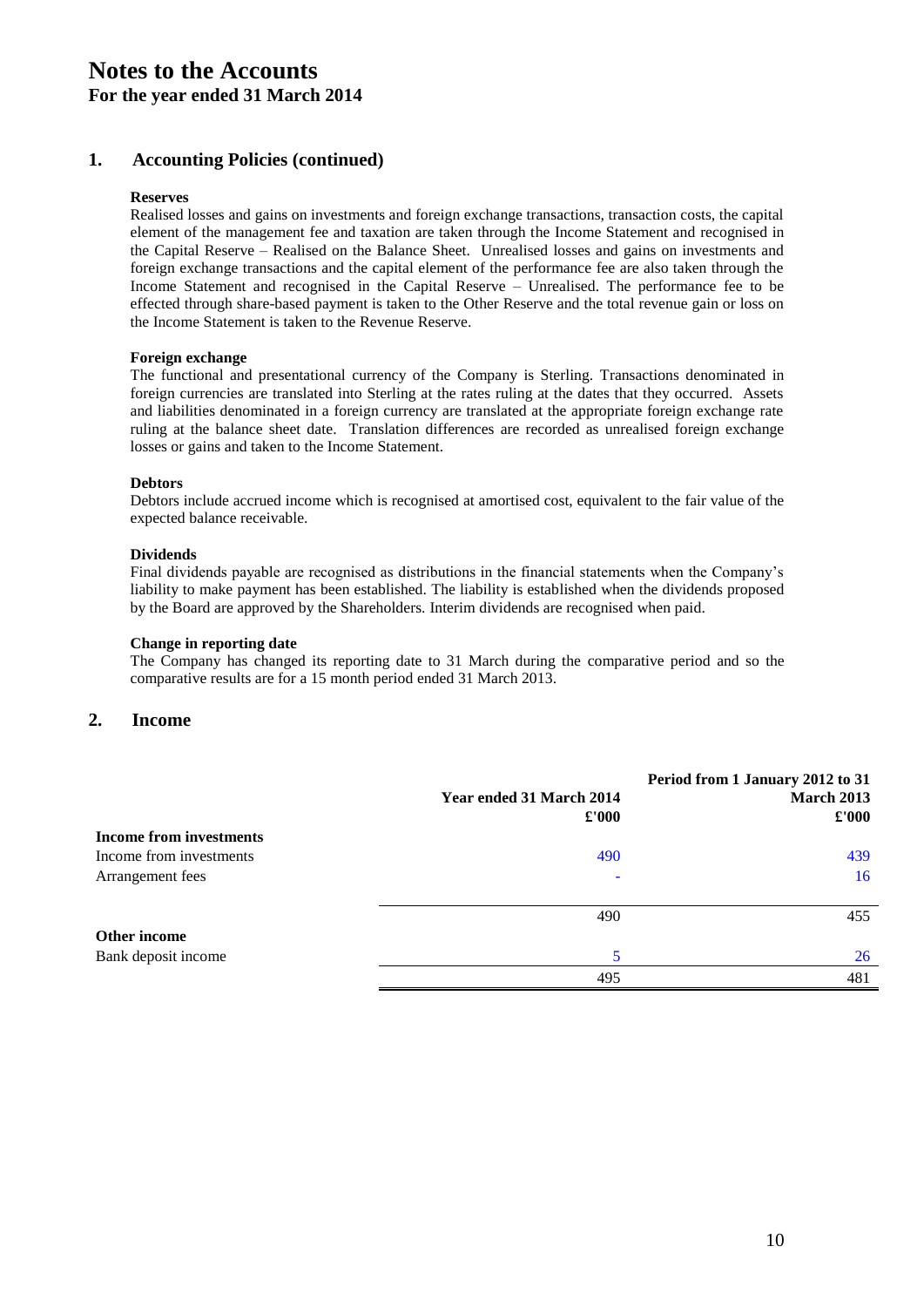# Notes to the Accounts
## For the year ended 31 March 2014

## 1. Accounting Policies (continued)

**Reserves**

Realised losses and gains on investments and foreign exchange transactions, transaction costs, the capital element of the management fee and taxation are taken through the Income Statement and recognised in the Capital Reserve – Realised on the Balance Sheet. Unrealised losses and gains on investments and foreign exchange transactions and the capital element of the performance fee are also taken through the Income Statement and recognised in the Capital Reserve – Unrealised. The performance fee to be effected through share-based payment is taken to the Other Reserve and the total revenue gain or loss on the Income Statement is taken to the Revenue Reserve.

**Foreign exchange**

The functional and presentational currency of the Company is Sterling. Transactions denominated in foreign currencies are translated into Sterling at the rates ruling at the dates that they occurred. Assets and liabilities denominated in a foreign currency are translated at the appropriate foreign exchange rate ruling at the balance sheet date. Translation differences are recorded as unrealised foreign exchange losses or gains and taken to the Income Statement.

**Debtors**

Debtors include accrued income which is recognised at amortised cost, equivalent to the fair value of the expected balance receivable.

**Dividends**

Final dividends payable are recognised as distributions in the financial statements when the Company's liability to make payment has been established. The liability is established when the dividends proposed by the Board are approved by the Shareholders. Interim dividends are recognised when paid.

**Change in reporting date**

The Company has changed its reporting date to 31 March during the comparative period and so the comparative results are for a 15 month period ended 31 March 2013.

## 2. Income

| | Year ended 31 March 2014 £'000 | Period from 1 January 2012 to 31 March 2013 £'000 |
|---|---|---|
| **Income from investments** | | |
| Income from investments | 490 | 439 |
| Arrangement fees | - | 16 |
| | 490 | 455 |
| **Other income** | | |
| Bank deposit income | 5 | 26 |
| | 495 | 481 |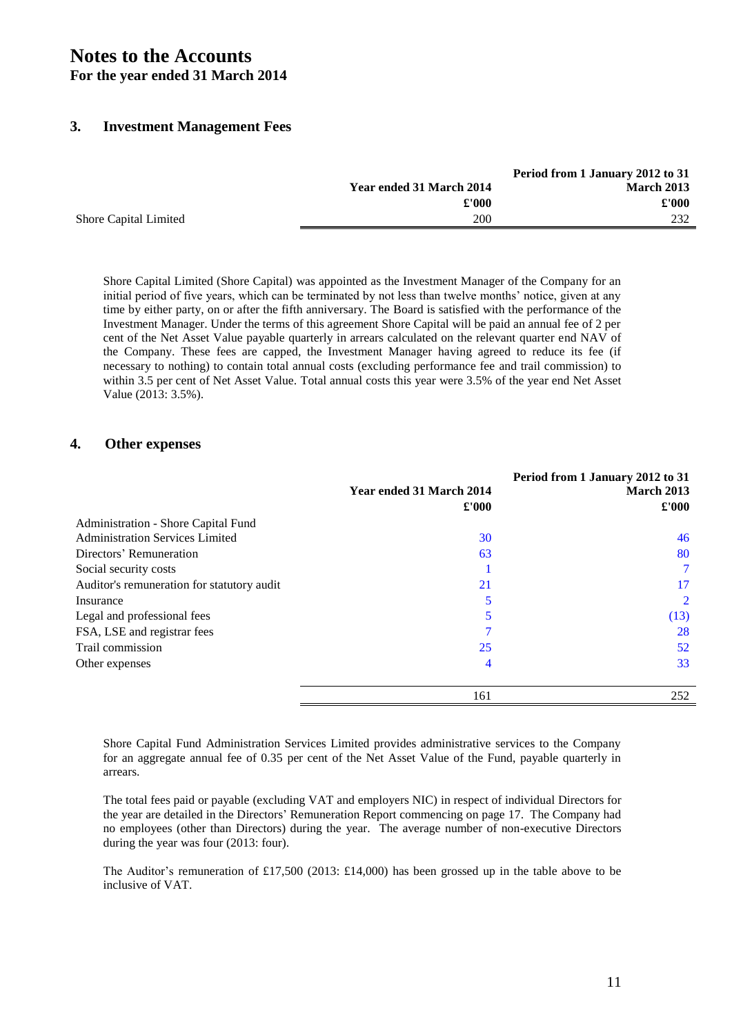# Notes to the Accounts

**For the year ended 31 March 2014**

## 3. Investment Management Fees

| | Year ended 31 March 2014 | Period from 1 January 2012 to 31 March 2013 |
|---|---|---|
| | £'000 | £'000 |
| Shore Capital Limited | 200 | 232 |

Shore Capital Limited (Shore Capital) was appointed as the Investment Manager of the Company for an initial period of five years, which can be terminated by not less than twelve months' notice, given at any time by either party, on or after the fifth anniversary. The Board is satisfied with the performance of the Investment Manager. Under the terms of this agreement Shore Capital will be paid an annual fee of 2 per cent of the Net Asset Value payable quarterly in arrears calculated on the relevant quarter end NAV of the Company. These fees are capped, the Investment Manager having agreed to reduce its fee (if necessary to nothing) to contain total annual costs (excluding performance fee and trail commission) to within 3.5 per cent of Net Asset Value. Total annual costs this year were 3.5% of the year end Net Asset Value (2013: 3.5%).

## 4. Other expenses

| | Year ended 31 March 2014 | Period from 1 January 2012 to 31 March 2013 |
|---|---|---|
| | £'000 | £'000 |
| Administration - Shore Capital Fund Administration Services Limited | 30 | 46 |
| Directors' Remuneration | 63 | 80 |
| Social security costs | 1 | 7 |
| Auditor's remuneration for statutory audit | 21 | 17 |
| Insurance | 5 | 2 |
| Legal and professional fees | 5 | (13) |
| FSA, LSE and registrar fees | 7 | 28 |
| Trail commission | 25 | 52 |
| Other expenses | 4 | 33 |
| | 161 | 252 |

Shore Capital Fund Administration Services Limited provides administrative services to the Company for an aggregate annual fee of 0.35 per cent of the Net Asset Value of the Fund, payable quarterly in arrears.

The total fees paid or payable (excluding VAT and employers NIC) in respect of individual Directors for the year are detailed in the Directors' Remuneration Report commencing on page 17. The Company had no employees (other than Directors) during the year. The average number of non-executive Directors during the year was four (2013: four).

The Auditor's remuneration of £17,500 (2013: £14,000) has been grossed up in the table above to be inclusive of VAT.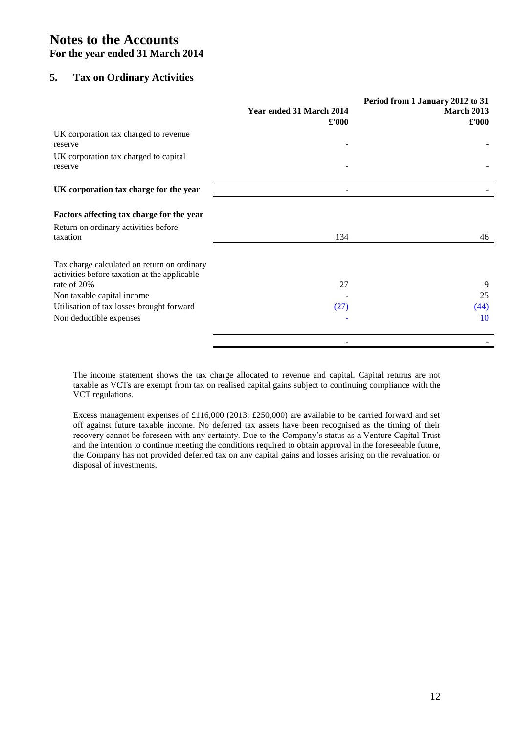# Notes to the Accounts

**For the year ended 31 March 2014**

## 5. Tax on Ordinary Activities

| | Year ended 31 March 2014<br>£'000 | Period from 1 January 2012 to 31 March 2013<br>£'000 |
|---|---|---|
| UK corporation tax charged to revenue reserve | - | - |
| UK corporation tax charged to capital reserve | - | - |
| **UK corporation tax charge for the year** | - | - |
| **Factors affecting tax charge for the year** | | |
| Return on ordinary activities before taxation | 134 | 46 |
| Tax charge calculated on return on ordinary activities before taxation at the applicable rate of 20% | 27 | 9 |
| Non taxable capital income | - | 25 |
| Utilisation of tax losses brought forward | (27) | (44) |
| Non deductible expenses | - | 10 |
| | - | - |

The income statement shows the tax charge allocated to revenue and capital. Capital returns are not taxable as VCTs are exempt from tax on realised capital gains subject to continuing compliance with the VCT regulations.

Excess management expenses of £116,000 (2013: £250,000) are available to be carried forward and set off against future taxable income. No deferred tax assets have been recognised as the timing of their recovery cannot be foreseen with any certainty. Due to the Company's status as a Venture Capital Trust and the intention to continue meeting the conditions required to obtain approval in the foreseeable future, the Company has not provided deferred tax on any capital gains and losses arising on the revaluation or disposal of investments.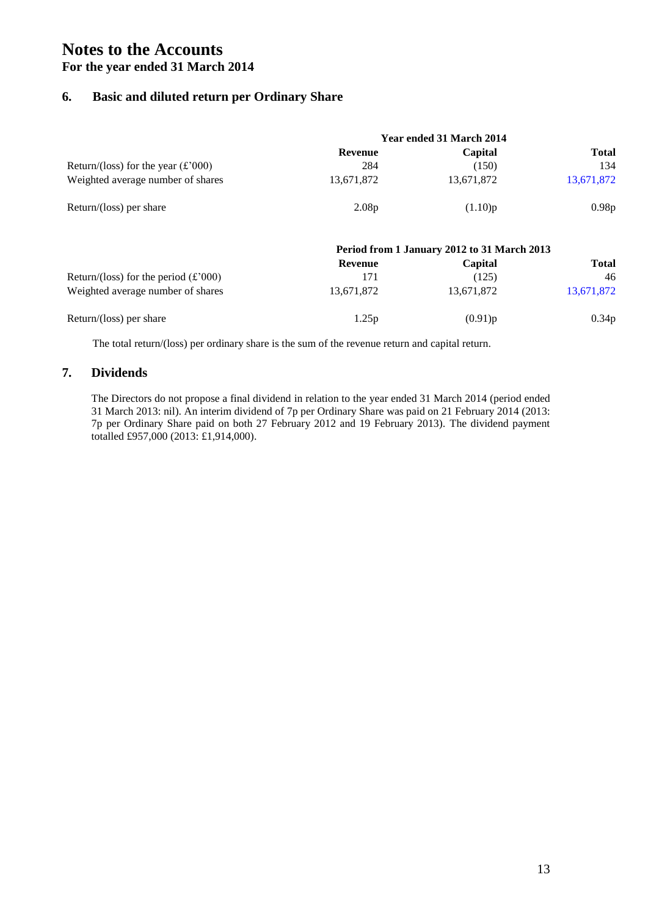# Notes to the Accounts

**For the year ended 31 March 2014**

## 6. Basic and diluted return per Ordinary Share

| | Year ended 31 March 2014 | | |
|---|---|---|---|
| | **Revenue** | **Capital** | **Total** |
| Return/(loss) for the year (£'000) | 284 | (150) | 134 |
| Weighted average number of shares | 13,671,872 | 13,671,872 | 13,671,872 |
| Return/(loss) per share | 2.08p | (1.10)p | 0.98p |

| | Period from 1 January 2012 to 31 March 2013 | | |
|---|---|---|---|
| | **Revenue** | **Capital** | **Total** |
| Return/(loss) for the period (£'000) | 171 | (125) | 46 |
| Weighted average number of shares | 13,671,872 | 13,671,872 | 13,671,872 |
| Return/(loss) per share | 1.25p | (0.91)p | 0.34p |

The total return/(loss) per ordinary share is the sum of the revenue return and capital return.

## 7. Dividends

The Directors do not propose a final dividend in relation to the year ended 31 March 2014 (period ended 31 March 2013: nil). An interim dividend of 7p per Ordinary Share was paid on 21 February 2014 (2013: 7p per Ordinary Share paid on both 27 February 2012 and 19 February 2013). The dividend payment totalled £957,000 (2013: £1,914,000).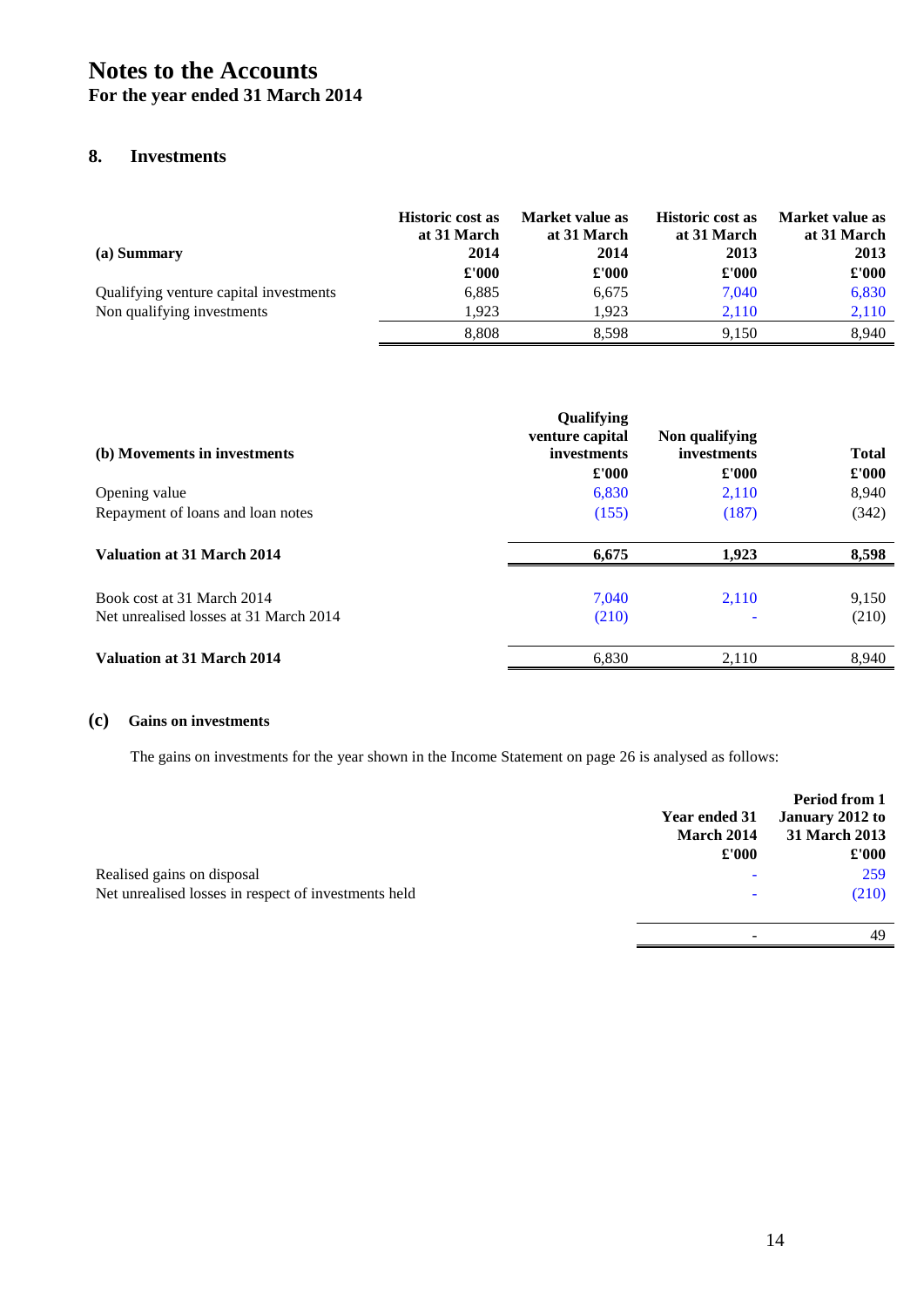# Notes to the Accounts

**For the year ended 31 March 2014**

## 8. Investments

| (a) Summary | Historic cost as at 31 March 2014 | Market value as at 31 March 2014 | Historic cost as at 31 March 2013 | Market value as at 31 March 2013 |
|---|---|---|---|---|
| | £'000 | £'000 | £'000 | £'000 |
| Qualifying venture capital investments | 6,885 | 6,675 | 7,040 | 6,830 |
| Non qualifying investments | 1,923 | 1,923 | 2,110 | 2,110 |
| | 8,808 | 8,598 | 9,150 | 8,940 |

| (b) Movements in investments | Qualifying venture capital investments | Non qualifying investments | Total |
|---|---|---|---|
| | £'000 | £'000 | £'000 |
| Opening value | 6,830 | 2,110 | 8,940 |
| Repayment of loans and loan notes | (155) | (187) | (342) |
| **Valuation at 31 March 2014** | **6,675** | **1,923** | **8,598** |
| Book cost at 31 March 2014 | 7,040 | 2,110 | 9,150 |
| Net unrealised losses at 31 March 2014 | (210) | - | (210) |
| **Valuation at 31 March 2014** | 6,830 | 2,110 | 8,940 |

### (c) Gains on investments

The gains on investments for the year shown in the Income Statement on page 26 is analysed as follows:

| | Year ended 31 March 2014 | Period from 1 January 2012 to 31 March 2013 |
|---|---|---|
| | £'000 | £'000 |
| Realised gains on disposal | - | 259 |
| Net unrealised losses in respect of investments held | - | (210) |
| | - | 49 |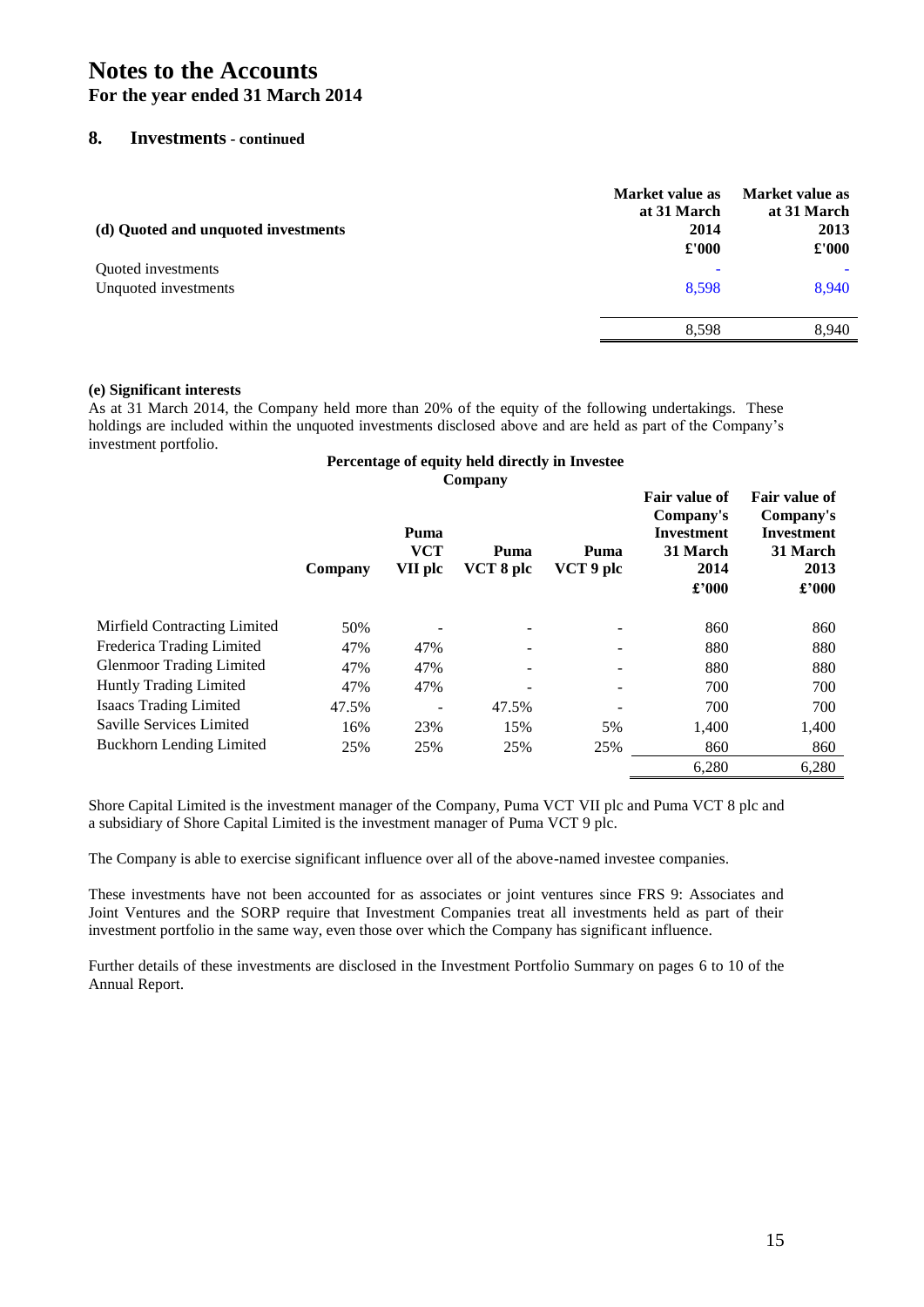# Notes to the Accounts

**For the year ended 31 March 2014**

## 8. Investments - continued

| (d) Quoted and unquoted investments | Market value as at 31 March 2014 £'000 | Market value as at 31 March 2013 £'000 |
|---|---|---|
| Quoted investments | - | - |
| Unquoted investments | 8,598 | 8,940 |
| | 8,598 | 8,940 |

**(e) Significant interests**

As at 31 March 2014, the Company held more than 20% of the equity of the following undertakings. These holdings are included within the unquoted investments disclosed above and are held as part of the Company's investment portfolio.

| | Percentage of equity held directly in Investee Company | | | | | |
|---|---|---|---|---|---|---|
| | Company | Puma VCT VII plc | Puma VCT 8 plc | Puma VCT 9 plc | Fair value of Company's Investment 31 March 2014 £'000 | Fair value of Company's Investment 31 March 2013 £'000 |
| Mirfield Contracting Limited | 50% | - | - | - | 860 | 860 |
| Frederica Trading Limited | 47% | 47% | - | - | 880 | 880 |
| Glenmoor Trading Limited | 47% | 47% | - | - | 880 | 880 |
| Huntly Trading Limited | 47% | 47% | - | - | 700 | 700 |
| Isaacs Trading Limited | 47.5% | - | 47.5% | - | 700 | 700 |
| Saville Services Limited | 16% | 23% | 15% | 5% | 1,400 | 1,400 |
| Buckhorn Lending Limited | 25% | 25% | 25% | 25% | 860 | 860 |
| | | | | | 6,280 | 6,280 |

Shore Capital Limited is the investment manager of the Company, Puma VCT VII plc and Puma VCT 8 plc and a subsidiary of Shore Capital Limited is the investment manager of Puma VCT 9 plc.

The Company is able to exercise significant influence over all of the above-named investee companies.

These investments have not been accounted for as associates or joint ventures since FRS 9: Associates and Joint Ventures and the SORP require that Investment Companies treat all investments held as part of their investment portfolio in the same way, even those over which the Company has significant influence.

Further details of these investments are disclosed in the Investment Portfolio Summary on pages 6 to 10 of the Annual Report.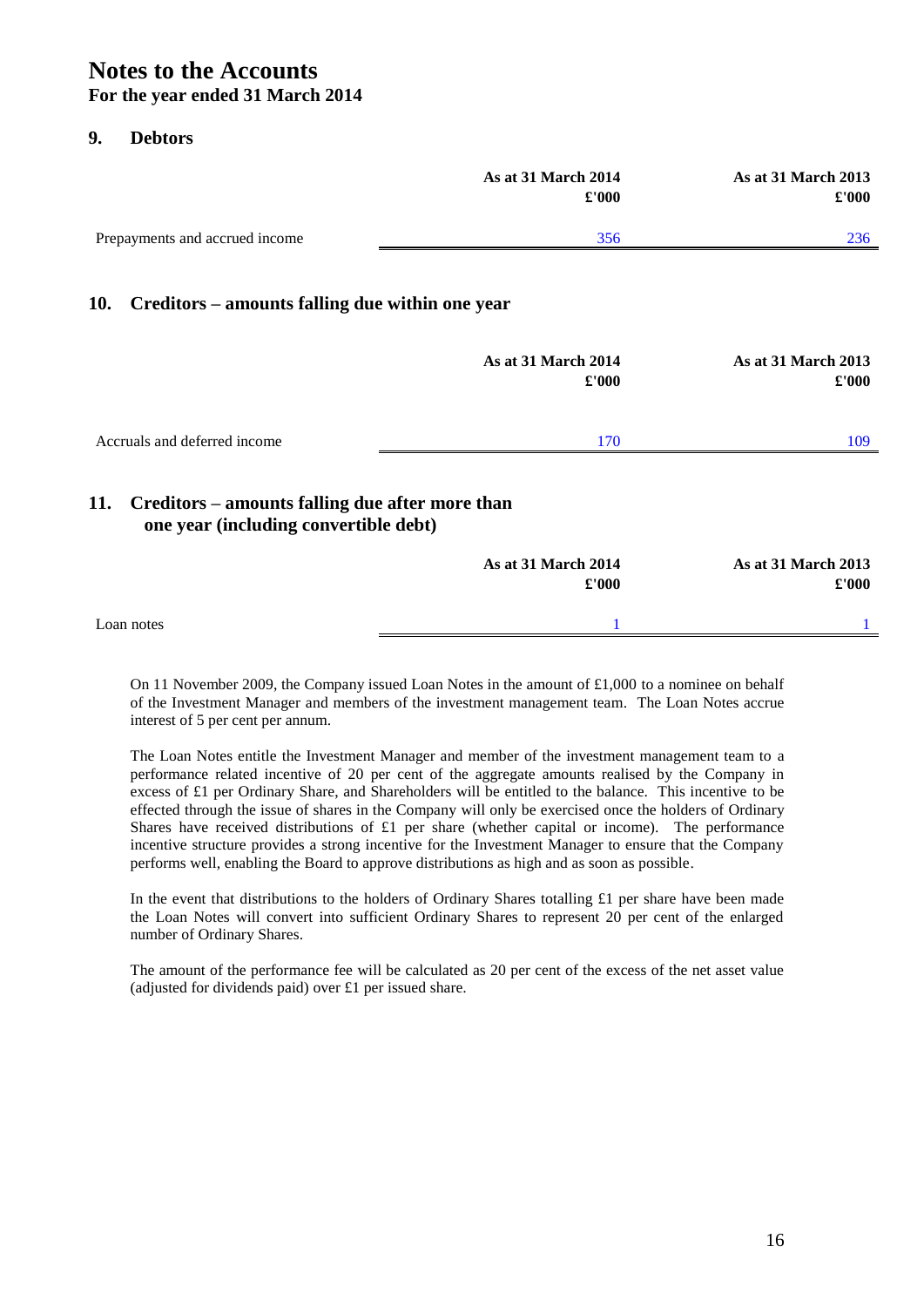# Notes to the Accounts

**For the year ended 31 March 2014**

## 9. Debtors

| | As at 31 March 2014 £'000 | As at 31 March 2013 £'000 |
|---|---|---|
| Prepayments and accrued income | 356 | 236 |

## 10. Creditors – amounts falling due within one year

| | As at 31 March 2014 £'000 | As at 31 March 2013 £'000 |
|---|---|---|
| Accruals and deferred income | 170 | 109 |

## 11. Creditors – amounts falling due after more than one year (including convertible debt)

| | As at 31 March 2014 £'000 | As at 31 March 2013 £'000 |
|---|---|---|
| Loan notes | 1 | 1 |

On 11 November 2009, the Company issued Loan Notes in the amount of £1,000 to a nominee on behalf of the Investment Manager and members of the investment management team. The Loan Notes accrue interest of 5 per cent per annum.

The Loan Notes entitle the Investment Manager and member of the investment management team to a performance related incentive of 20 per cent of the aggregate amounts realised by the Company in excess of £1 per Ordinary Share, and Shareholders will be entitled to the balance. This incentive to be effected through the issue of shares in the Company will only be exercised once the holders of Ordinary Shares have received distributions of £1 per share (whether capital or income). The performance incentive structure provides a strong incentive for the Investment Manager to ensure that the Company performs well, enabling the Board to approve distributions as high and as soon as possible.

In the event that distributions to the holders of Ordinary Shares totalling £1 per share have been made the Loan Notes will convert into sufficient Ordinary Shares to represent 20 per cent of the enlarged number of Ordinary Shares.

The amount of the performance fee will be calculated as 20 per cent of the excess of the net asset value (adjusted for dividends paid) over £1 per issued share.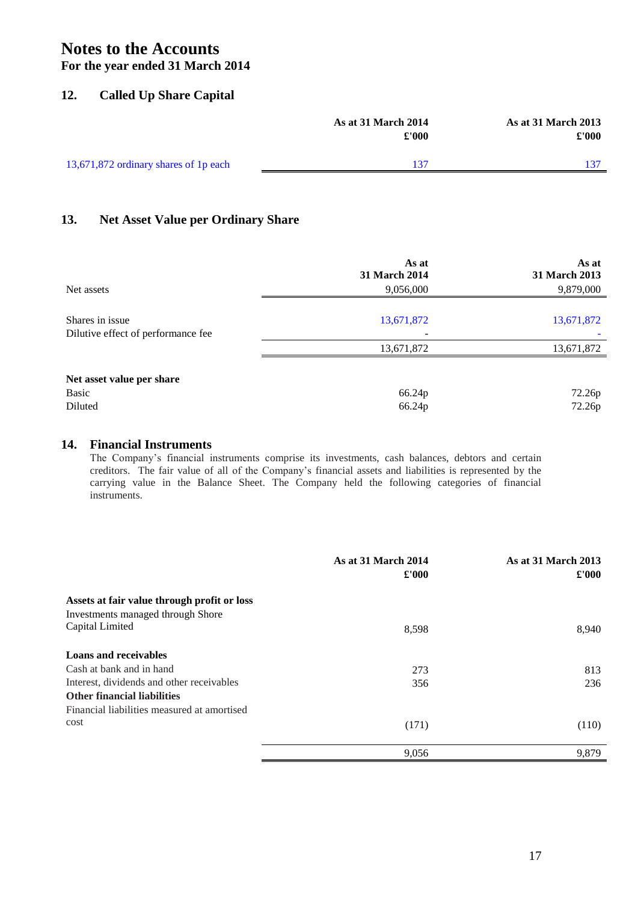# Notes to the Accounts

**For the year ended 31 March 2014**

## 12. Called Up Share Capital

| | As at 31 March 2014 £'000 | As at 31 March 2013 £'000 |
|---|---|---|
| 13,671,872 ordinary shares of 1p each | 137 | 137 |

## 13. Net Asset Value per Ordinary Share

| | As at 31 March 2014 | As at 31 March 2013 |
|---|---|---|
| Net assets | 9,056,000 | 9,879,000 |
| Shares in issue | 13,671,872 | 13,671,872 |
| Dilutive effect of performance fee | - | - |
| | 13,671,872 | 13,671,872 |
| **Net asset value per share** | | |
| Basic | 66.24p | 72.26p |
| Diluted | 66.24p | 72.26p |

## 14. Financial Instruments

The Company's financial instruments comprise its investments, cash balances, debtors and certain creditors. The fair value of all of the Company's financial assets and liabilities is represented by the carrying value in the Balance Sheet. The Company held the following categories of financial instruments.

| | As at 31 March 2014 £'000 | As at 31 March 2013 £'000 |
|---|---|---|
| **Assets at fair value through profit or loss** | | |
| Investments managed through Shore Capital Limited | 8,598 | 8,940 |
| **Loans and receivables** | | |
| Cash at bank and in hand | 273 | 813 |
| Interest, dividends and other receivables | 356 | 236 |
| **Other financial liabilities** | | |
| Financial liabilities measured at amortised cost | (171) | (110) |
| | 9,056 | 9,879 |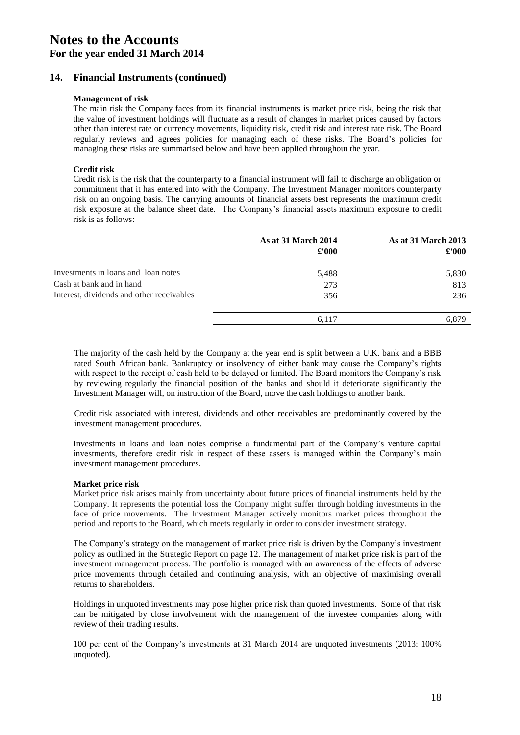# Notes to the Accounts

**For the year ended 31 March 2014**

## 14. Financial Instruments (continued)

**Management of risk**

The main risk the Company faces from its financial instruments is market price risk, being the risk that the value of investment holdings will fluctuate as a result of changes in market prices caused by factors other than interest rate or currency movements, liquidity risk, credit risk and interest rate risk. The Board regularly reviews and agrees policies for managing each of these risks. The Board's policies for managing these risks are summarised below and have been applied throughout the year.

**Credit risk**

Credit risk is the risk that the counterparty to a financial instrument will fail to discharge an obligation or commitment that it has entered into with the Company. The Investment Manager monitors counterparty risk on an ongoing basis. The carrying amounts of financial assets best represents the maximum credit risk exposure at the balance sheet date. The Company's financial assets maximum exposure to credit risk is as follows:

| | As at 31 March 2014 £'000 | As at 31 March 2013 £'000 |
|---|---|---|
| Investments in loans and loan notes | 5,488 | 5,830 |
| Cash at bank and in hand | 273 | 813 |
| Interest, dividends and other receivables | 356 | 236 |
| | 6,117 | 6,879 |

The majority of the cash held by the Company at the year end is split between a U.K. bank and a BBB rated South African bank. Bankruptcy or insolvency of either bank may cause the Company's rights with respect to the receipt of cash held to be delayed or limited. The Board monitors the Company's risk by reviewing regularly the financial position of the banks and should it deteriorate significantly the Investment Manager will, on instruction of the Board, move the cash holdings to another bank.

Credit risk associated with interest, dividends and other receivables are predominantly covered by the investment management procedures.

Investments in loans and loan notes comprise a fundamental part of the Company's venture capital investments, therefore credit risk in respect of these assets is managed within the Company's main investment management procedures.

**Market price risk**

Market price risk arises mainly from uncertainty about future prices of financial instruments held by the Company. It represents the potential loss the Company might suffer through holding investments in the face of price movements. The Investment Manager actively monitors market prices throughout the period and reports to the Board, which meets regularly in order to consider investment strategy.

The Company's strategy on the management of market price risk is driven by the Company's investment policy as outlined in the Strategic Report on page 12. The management of market price risk is part of the investment management process. The portfolio is managed with an awareness of the effects of adverse price movements through detailed and continuing analysis, with an objective of maximising overall returns to shareholders.

Holdings in unquoted investments may pose higher price risk than quoted investments. Some of that risk can be mitigated by close involvement with the management of the investee companies along with review of their trading results.

100 per cent of the Company's investments at 31 March 2014 are unquoted investments (2013: 100% unquoted).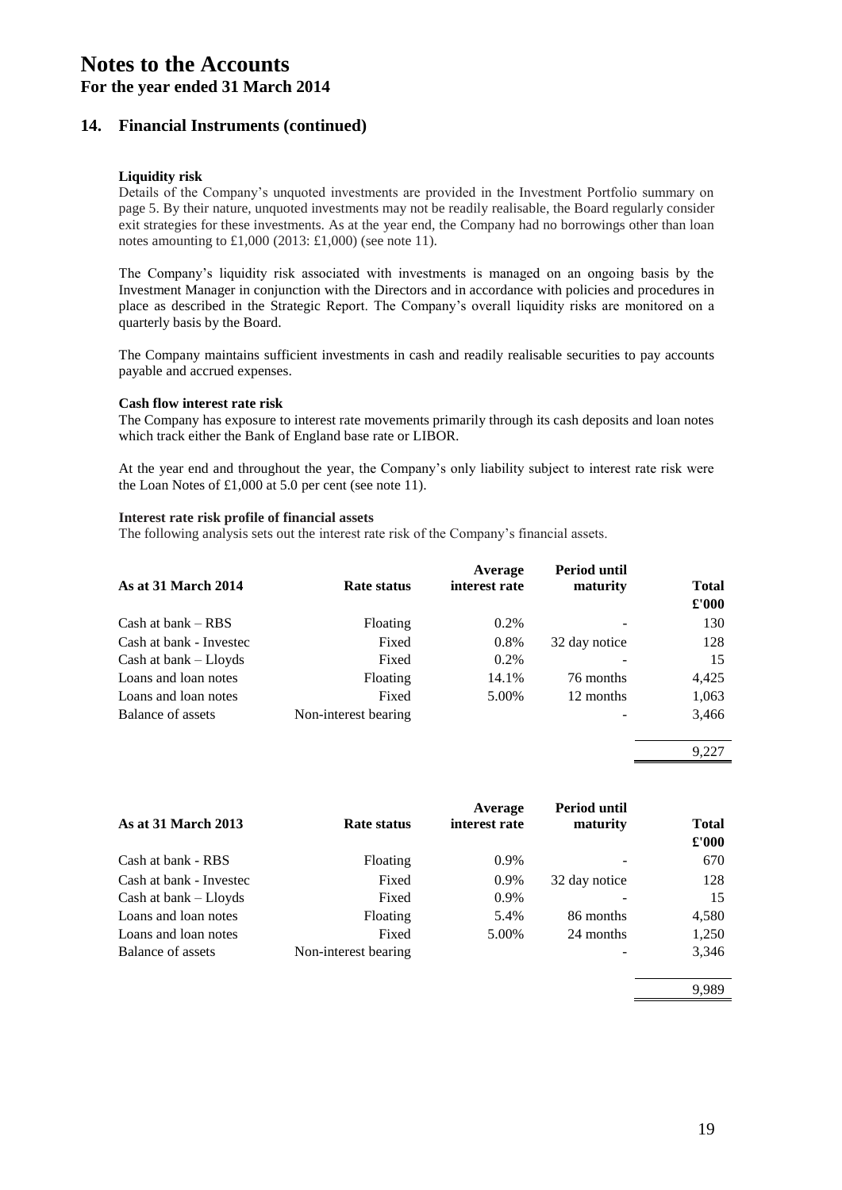# Notes to the Accounts

**For the year ended 31 March 2014**

## 14. Financial Instruments (continued)

**Liquidity risk**

Details of the Company's unquoted investments are provided in the Investment Portfolio summary on page 5. By their nature, unquoted investments may not be readily realisable, the Board regularly consider exit strategies for these investments. As at the year end, the Company had no borrowings other than loan notes amounting to £1,000 (2013: £1,000) (see note 11).

The Company's liquidity risk associated with investments is managed on an ongoing basis by the Investment Manager in conjunction with the Directors and in accordance with policies and procedures in place as described in the Strategic Report. The Company's overall liquidity risks are monitored on a quarterly basis by the Board.

The Company maintains sufficient investments in cash and readily realisable securities to pay accounts payable and accrued expenses.

**Cash flow interest rate risk**

The Company has exposure to interest rate movements primarily through its cash deposits and loan notes which track either the Bank of England base rate or LIBOR.

At the year end and throughout the year, the Company's only liability subject to interest rate risk were the Loan Notes of £1,000 at 5.0 per cent (see note 11).

**Interest rate risk profile of financial assets**

The following analysis sets out the interest rate risk of the Company's financial assets.

| As at 31 March 2014 | Rate status | Average interest rate | Period until maturity | Total £'000 |
|---|---|---|---|---|
| Cash at bank – RBS | Floating | 0.2% | - | 130 |
| Cash at bank - Investec | Fixed | 0.8% | 32 day notice | 128 |
| Cash at bank – Lloyds | Fixed | 0.2% | - | 15 |
| Loans and loan notes | Floating | 14.1% | 76 months | 4,425 |
| Loans and loan notes | Fixed | 5.00% | 12 months | 1,063 |
| Balance of assets | Non-interest bearing | | - | 3,466 |
| | | | | 9,227 |

| As at 31 March 2013 | Rate status | Average interest rate | Period until maturity | Total £'000 |
|---|---|---|---|---|
| Cash at bank - RBS | Floating | 0.9% | - | 670 |
| Cash at bank - Investec | Fixed | 0.9% | 32 day notice | 128 |
| Cash at bank – Lloyds | Fixed | 0.9% | - | 15 |
| Loans and loan notes | Floating | 5.4% | 86 months | 4,580 |
| Loans and loan notes | Fixed | 5.00% | 24 months | 1,250 |
| Balance of assets | Non-interest bearing | | - | 3,346 |
| | | | | 9,989 |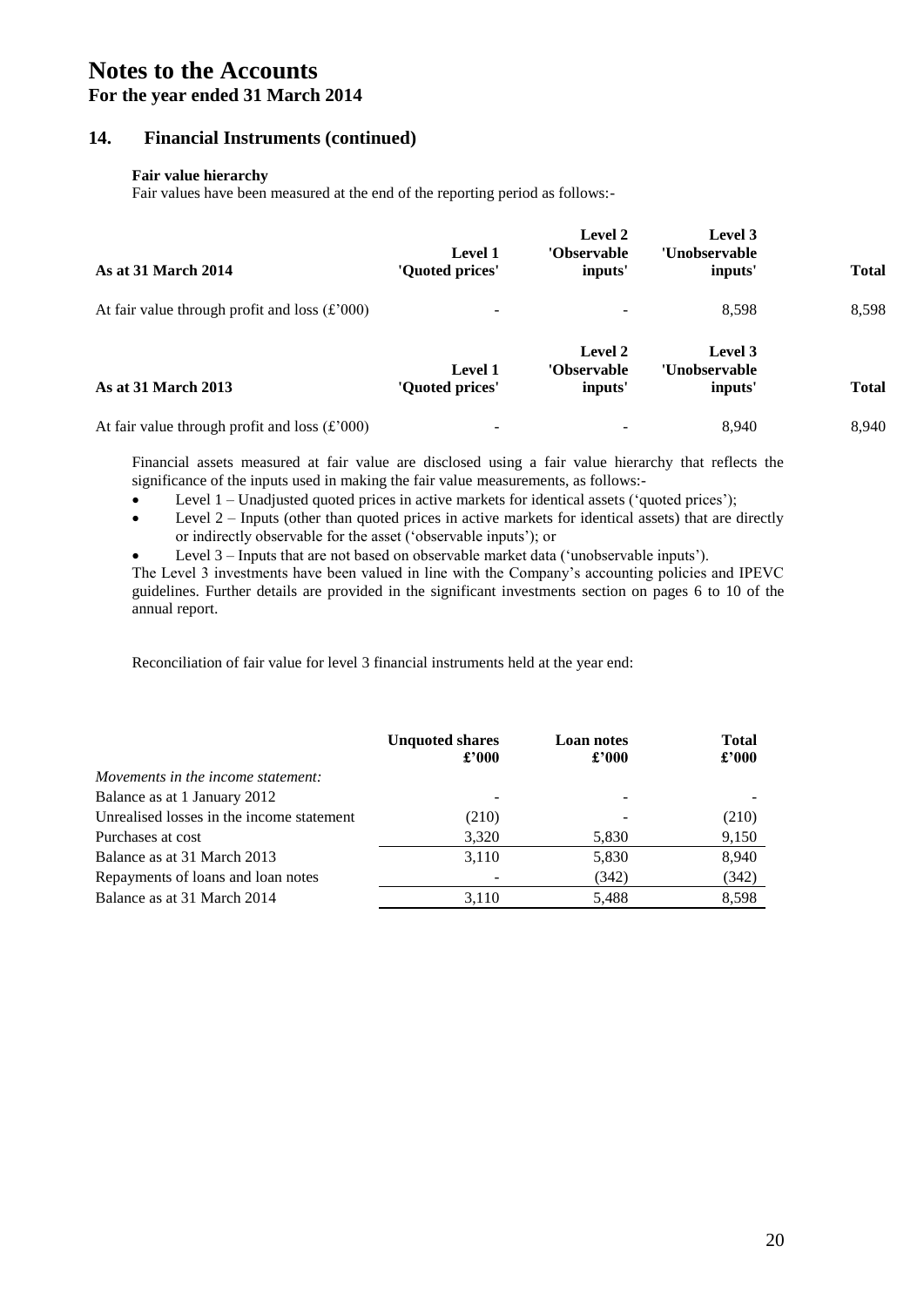# Notes to the Accounts

## For the year ended 31 March 2014

### 14. Financial Instruments (continued)

**Fair value hierarchy**

Fair values have been measured at the end of the reporting period as follows:-

| As at 31 March 2014 | Level 1 'Quoted prices' | Level 2 'Observable inputs' | Level 3 'Unobservable inputs' | Total |
|---|---|---|---|---|
| At fair value through profit and loss (£'000) | - | - | 8,598 | 8,598 |

| As at 31 March 2013 | Level 1 'Quoted prices' | Level 2 'Observable inputs' | Level 3 'Unobservable inputs' | Total |
|---|---|---|---|---|
| At fair value through profit and loss (£'000) | - | - | 8,940 | 8,940 |

Financial assets measured at fair value are disclosed using a fair value hierarchy that reflects the significance of the inputs used in making the fair value measurements, as follows:-

- Level 1 – Unadjusted quoted prices in active markets for identical assets ('quoted prices');
- Level 2 – Inputs (other than quoted prices in active markets for identical assets) that are directly or indirectly observable for the asset ('observable inputs'); or
- Level 3 – Inputs that are not based on observable market data ('unobservable inputs').

The Level 3 investments have been valued in line with the Company's accounting policies and IPEVC guidelines. Further details are provided in the significant investments section on pages 6 to 10 of the annual report.

Reconciliation of fair value for level 3 financial instruments held at the year end:

| | Unquoted shares £'000 | Loan notes £'000 | Total £'000 |
|---|---|---|---|
| *Movements in the income statement:* | | | |
| Balance as at 1 January 2012 | - | - | - |
| Unrealised losses in the income statement | (210) | - | (210) |
| Purchases at cost | 3,320 | 5,830 | 9,150 |
| Balance as at 31 March 2013 | 3,110 | 5,830 | 8,940 |
| Repayments of loans and loan notes | - | (342) | (342) |
| Balance as at 31 March 2014 | 3,110 | 5,488 | 8,598 |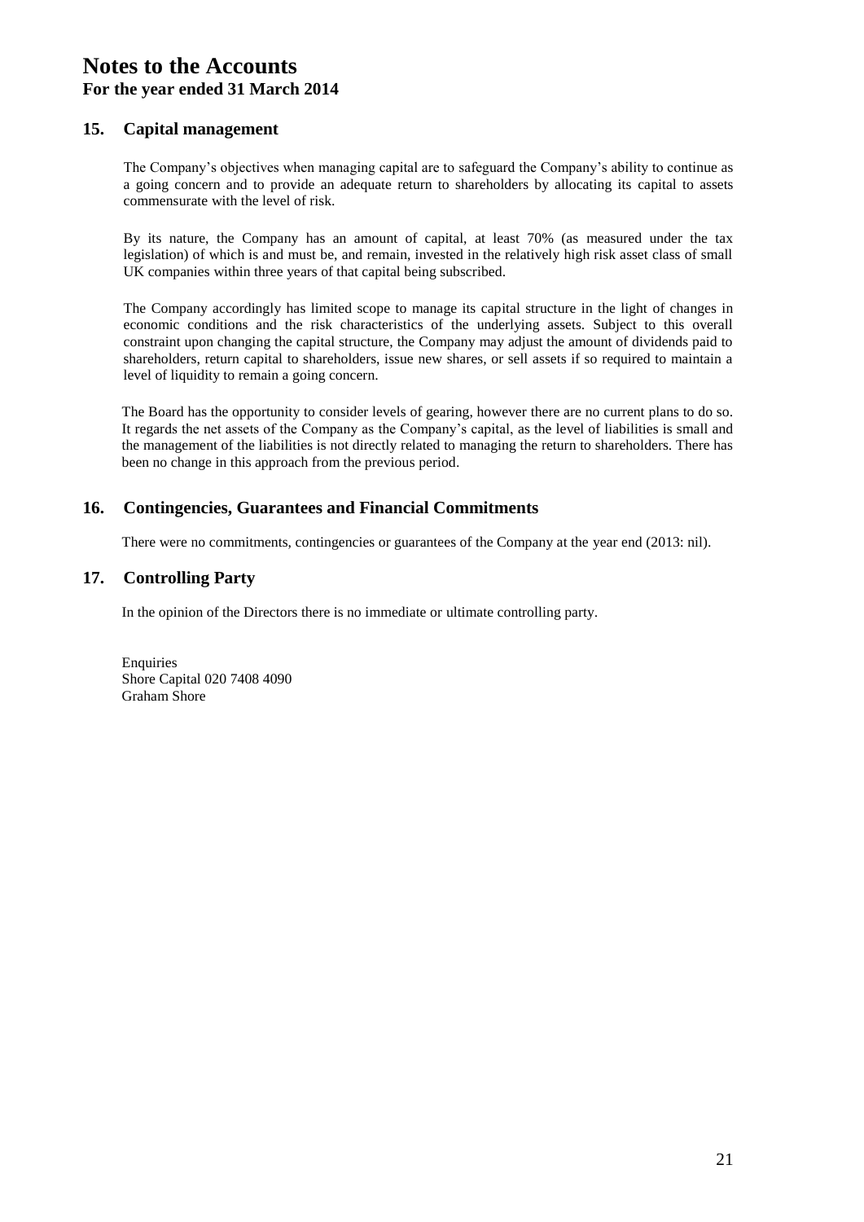# Notes to the Accounts

**For the year ended 31 March 2014**

## 15. Capital management

The Company's objectives when managing capital are to safeguard the Company's ability to continue as a going concern and to provide an adequate return to shareholders by allocating its capital to assets commensurate with the level of risk.

By its nature, the Company has an amount of capital, at least 70% (as measured under the tax legislation) of which is and must be, and remain, invested in the relatively high risk asset class of small UK companies within three years of that capital being subscribed.

The Company accordingly has limited scope to manage its capital structure in the light of changes in economic conditions and the risk characteristics of the underlying assets. Subject to this overall constraint upon changing the capital structure, the Company may adjust the amount of dividends paid to shareholders, return capital to shareholders, issue new shares, or sell assets if so required to maintain a level of liquidity to remain a going concern.

The Board has the opportunity to consider levels of gearing, however there are no current plans to do so. It regards the net assets of the Company as the Company's capital, as the level of liabilities is small and the management of the liabilities is not directly related to managing the return to shareholders. There has been no change in this approach from the previous period.

## 16. Contingencies, Guarantees and Financial Commitments

There were no commitments, contingencies or guarantees of the Company at the year end (2013: nil).

## 17. Controlling Party

In the opinion of the Directors there is no immediate or ultimate controlling party.

Enquiries
Shore Capital 020 7408 4090
Graham Shore